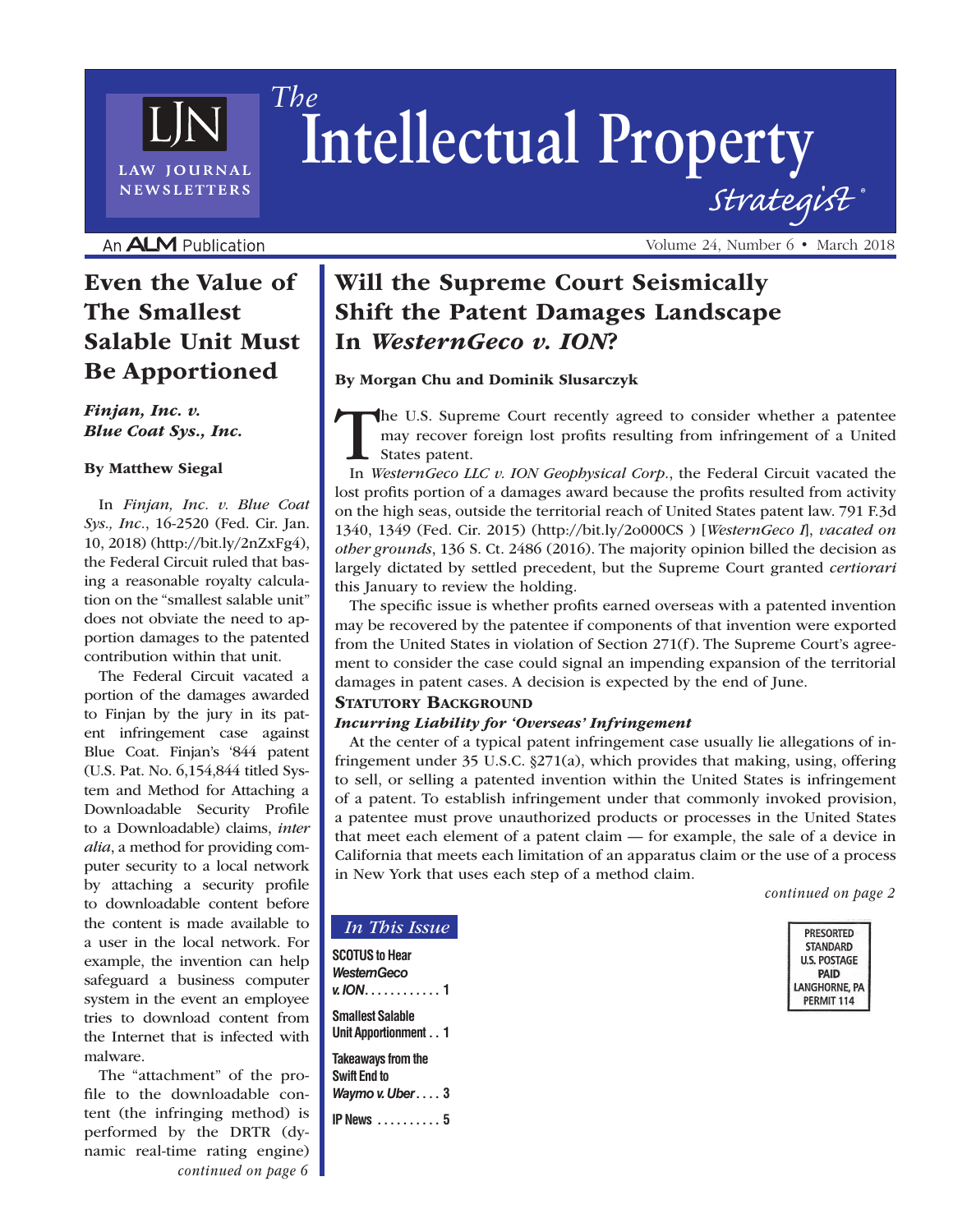# The Intellectual Property Strategist

An ALM Publication

Volume 24, Number 6 • March 2018

## Will the Supreme Court Seismically Shift the Patent Damages Landscape In *WesternGeco v. ION*?

**By Morgan Chu and Dominik Slusarczyk**

The U.S. Supreme Court recently agreed to consider whether a patentee may recover foreign lost profits resulting from infringement of a United States patent.

In *WesternGeco LLC v. ION Geophysical Corp.*, the Federal Circuit vacated the lost profits portion of a damages award because the profits resulted from activity on the high seas, outside the territorial reach of United States patent law. 791 F.3d 1340, 1349 (Fed. Cir. 2015) (http://bit.ly/2o000CS ) [*WesternGeco I*], *vacated on other grounds*, 136 S. Ct. 2486 (2016). The majority opinion billed the decision as largely dictated by settled precedent, but the Supreme Court granted *certiorari* this January to review the holding.

The specific issue is whether profits earned overseas with a patented invention may be recovered by the patentee if components of that invention were exported from the United States in violation of Section 271(f). The Supreme Court's agreement to consider the case could signal an impending expansion of the territorial damages in patent cases. A decision is expected by the end of June.

### Statutory Background

#### *Incurring Liability for 'Overseas' Infringement*

At the center of a typical patent infringement case usually lie allegations of infringement under 35 U.S.C. §271(a), which provides that making, using, offering to sell, or selling a patented invention within the United States is infringement of a patent. To establish infringement under that commonly invoked provision, a patentee must prove unauthorized products or processes in the United States that meet each element of a patent claim — for example, the sale of a device in California that meets each limitation of an apparatus claim or the use of a process in New York that uses each step of a method claim.

*continued on page 2*

## Even the Value of The Smallest Salable Unit Must Be Apportioned

***Finjan, Inc. v. Blue Coat Sys., Inc.***

**By Matthew Siegal**

In *Finjan, Inc. v. Blue Coat Sys., Inc.*, 16-2520 (Fed. Cir. Jan. 10, 2018) (http://bit.ly/2nZxFg4), the Federal Circuit ruled that basing a reasonable royalty calculation on the "smallest salable unit" does not obviate the need to apportion damages to the patented contribution within that unit.

The Federal Circuit vacated a portion of the damages awarded to Finjan by the jury in its patent infringement case against Blue Coat. Finjan's '844 patent (U.S. Pat. No. 6,154,844 titled System and Method for Attaching a Downloadable Security Profile to a Downloadable) claims, *inter alia*, a method for providing computer security to a local network by attaching a security profile to downloadable content before the content is made available to a user in the local network. For example, the invention can help safeguard a business computer system in the event an employee tries to download content from the Internet that is infected with malware.

The "attachment" of the profile to the downloadable content (the infringing method) is performed by the DRTR (dynamic real-time rating engine)

*continued on page 6*

### *In This Issue*

- **SCOTUS to Hear *WesternGeco v. ION*** . . . . . . . . . . . . 1
- **Smallest Salable Unit Apportionment** . . 1
- **Takeaways from the Swift End to *Waymo v. Uber*** . . . . 3
- **IP News** . . . . . . . . . . 5

PRESORTED STANDARD U.S. POSTAGE PAID LANGHORNE, PA PERMIT 114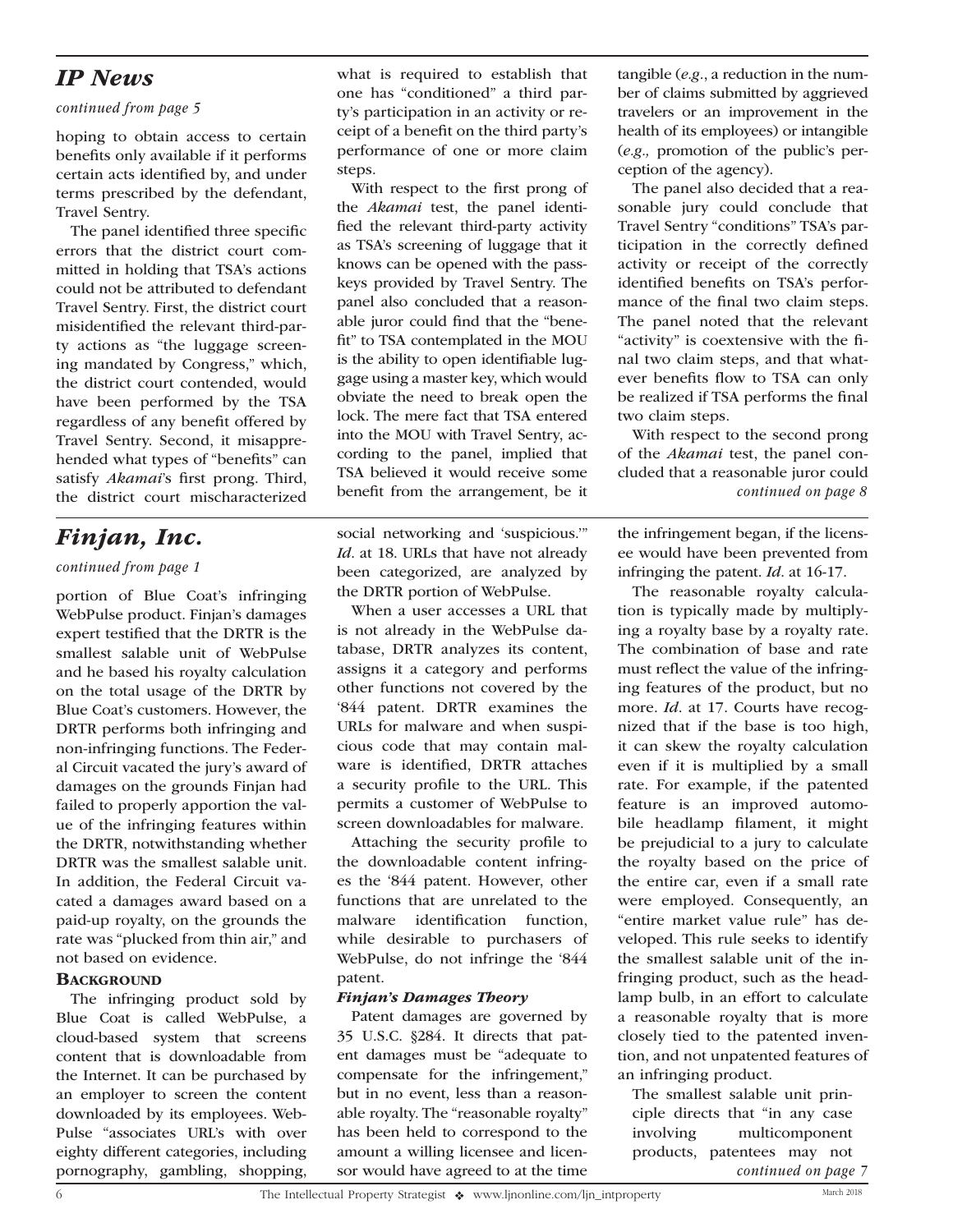## IP News

*continued from page 5*

hoping to obtain access to certain benefits only available if it performs certain acts identified by, and under terms prescribed by the defendant, Travel Sentry.

The panel identified three specific errors that the district court committed in holding that TSA's actions could not be attributed to defendant Travel Sentry. First, the district court misidentified the relevant third-party actions as "the luggage screening mandated by Congress," which, the district court contended, would have been performed by the TSA regardless of any benefit offered by Travel Sentry. Second, it misapprehended what types of "benefits" can satisfy *Akamai*'s first prong. Third, the district court mischaracterized what is required to establish that one has "conditioned" a third party's participation in an activity or receipt of a benefit on the third party's performance of one or more claim steps.

With respect to the first prong of the *Akamai* test, the panel identified the relevant third-party activity as TSA's screening of luggage that it knows can be opened with the passkeys provided by Travel Sentry. The panel also concluded that a reasonable juror could find that the "benefit" to TSA contemplated in the MOU is the ability to open identifiable luggage using a master key, which would obviate the need to break open the lock. The mere fact that TSA entered into the MOU with Travel Sentry, according to the panel, implied that TSA believed it would receive some benefit from the arrangement, be it tangible (*e.g.*, a reduction in the number of claims submitted by aggrieved travelers or an improvement in the health of its employees) or intangible (*e.g.,* promotion of the public's perception of the agency).

The panel also decided that a reasonable jury could conclude that Travel Sentry "conditions" TSA's participation in the correctly defined activity or receipt of the correctly identified benefits on TSA's performance of the final two claim steps. The panel noted that the relevant "activity" is coextensive with the final two claim steps, and that whatever benefits flow to TSA can only be realized if TSA performs the final two claim steps.

With respect to the second prong of the *Akamai* test, the panel concluded that a reasonable juror could

*continued on page 8*

## Finjan, Inc.

*continued from page 1*

portion of Blue Coat's infringing WebPulse product. Finjan's damages expert testified that the DRTR is the smallest salable unit of WebPulse and he based his royalty calculation on the total usage of the DRTR by Blue Coat's customers. However, the DRTR performs both infringing and non-infringing functions. The Federal Circuit vacated the jury's award of damages on the grounds Finjan had failed to properly apportion the value of the infringing features within the DRTR, notwithstanding whether DRTR was the smallest salable unit. In addition, the Federal Circuit vacated a damages award based on a paid-up royalty, on the grounds the rate was "plucked from thin air," and not based on evidence.

### Background

The infringing product sold by Blue Coat is called WebPulse, a cloud-based system that screens content that is downloadable from the Internet. It can be purchased by an employer to screen the content downloaded by its employees. WebPulse "associates URL's with over eighty different categories, including pornography, gambling, shopping, social networking and 'suspicious.'" *Id*. at 18. URLs that have not already been categorized, are analyzed by the DRTR portion of WebPulse.

When a user accesses a URL that is not already in the WebPulse database, DRTR analyzes its content, assigns it a category and performs other functions not covered by the '844 patent. DRTR examines the URLs for malware and when suspicious code that may contain malware is identified, DRTR attaches a security profile to the URL. This permits a customer of WebPulse to screen downloadables for malware.

Attaching the security profile to the downloadable content infringes the '844 patent. However, other functions that are unrelated to the malware identification function, while desirable to purchasers of WebPulse, do not infringe the '844 patent.

### *Finjan's Damages Theory*

Patent damages are governed by 35 U.S.C. §284. It directs that patent damages must be "adequate to compensate for the infringement," but in no event, less than a reasonable royalty. The "reasonable royalty" has been held to correspond to the amount a willing licensee and licensor would have agreed to at the time the infringement began, if the licensee would have been prevented from infringing the patent. *Id*. at 16-17.

The reasonable royalty calculation is typically made by multiplying a royalty base by a royalty rate. The combination of base and rate must reflect the value of the infringing features of the product, but no more. *Id*. at 17. Courts have recognized that if the base is too high, it can skew the royalty calculation even if it is multiplied by a small rate. For example, if the patented feature is an improved automobile headlamp filament, it might be prejudicial to a jury to calculate the royalty based on the price of the entire car, even if a small rate were employed. Consequently, an "entire market value rule" has developed. This rule seeks to identify the smallest salable unit of the infringing product, such as the headlamp bulb, in an effort to calculate a reasonable royalty that is more closely tied to the patented invention, and not unpatented features of an infringing product.

> The smallest salable unit principle directs that "in any case involving multicomponent products, patentees may not

*continued on page 7*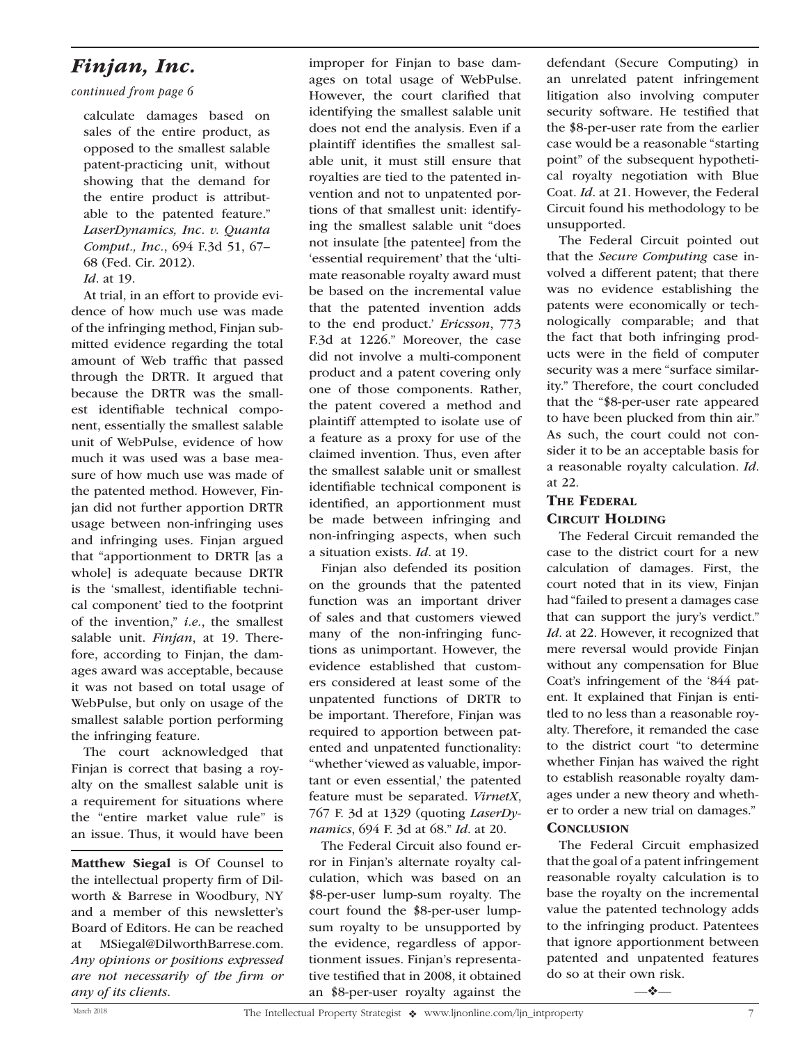## *Finjan, Inc.*

*continued from page 6*

> calculate damages based on sales of the entire product, as opposed to the smallest salable patent-practicing unit, without showing that the demand for the entire product is attributable to the patented feature." *LaserDynamics, Inc. v. Quanta Comput., Inc.*, 694 F.3d 51, 67–68 (Fed. Cir. 2012).
> *Id*. at 19.

At trial, in an effort to provide evidence of how much use was made of the infringing method, Finjan submitted evidence regarding the total amount of Web traffic that passed through the DRTR. It argued that because the DRTR was the smallest identifiable technical component, essentially the smallest salable unit of WebPulse, evidence of how much it was used was a base measure of how much use was made of the patented method. However, Finjan did not further apportion DRTR usage between non-infringing uses and infringing uses. Finjan argued that "apportionment to DRTR [as a whole] is adequate because DRTR is the 'smallest, identifiable technical component' tied to the footprint of the invention," *i.e.*, the smallest salable unit. *Finjan*, at 19. Therefore, according to Finjan, the damages award was acceptable, because it was not based on total usage of WebPulse, but only on usage of the smallest salable portion performing the infringing feature.

The court acknowledged that Finjan is correct that basing a royalty on the smallest salable unit is a requirement for situations where the "entire market value rule" is an issue. Thus, it would have been improper for Finjan to base damages on total usage of WebPulse. However, the court clarified that identifying the smallest salable unit does not end the analysis. Even if a plaintiff identifies the smallest salable unit, it must still ensure that royalties are tied to the patented invention and not to unpatented portions of that smallest unit: identifying the smallest salable unit "does not insulate [the patentee] from the 'essential requirement' that the 'ultimate reasonable royalty award must be based on the incremental value that the patented invention adds to the end product.' *Ericsson*, 773 F.3d at 1226." Moreover, the case did not involve a multi-component product and a patent covering only one of those components. Rather, the patent covered a method and plaintiff attempted to isolate use of a feature as a proxy for use of the claimed invention. Thus, even after the smallest salable unit or smallest identifiable technical component is identified, an apportionment must be made between infringing and non-infringing aspects, when such a situation exists. *Id*. at 19.

Finjan also defended its position on the grounds that the patented function was an important driver of sales and that customers viewed many of the non-infringing functions as unimportant. However, the evidence established that customers considered at least some of the unpatented functions of DRTR to be important. Therefore, Finjan was required to apportion between patented and unpatented functionality: "whether 'viewed as valuable, important or even essential,' the patented feature must be separated. *VirnetX*, 767 F. 3d at 1329 (quoting *LaserDynamics*, 694 F. 3d at 68." *Id*. at 20.

The Federal Circuit also found error in Finjan's alternate royalty calculation, which was based on an \$8-per-user lump-sum royalty. The court found the \$8-per-user lump-sum royalty to be unsupported by the evidence, regardless of apportionment issues. Finjan's representative testified that in 2008, it obtained an \$8-per-user royalty against the defendant (Secure Computing) in an unrelated patent infringement litigation also involving computer security software. He testified that the \$8-per-user rate from the earlier case would be a reasonable "starting point" of the subsequent hypothetical royalty negotiation with Blue Coat. *Id*. at 21. However, the Federal Circuit found his methodology to be unsupported.

The Federal Circuit pointed out that the *Secure Computing* case involved a different patent; that there was no evidence establishing the patents were economically or technologically comparable; and that the fact that both infringing products were in the field of computer security was a mere "surface similarity." Therefore, the court concluded that the "\$8-per-user rate appeared to have been plucked from thin air." As such, the court could not consider it to be an acceptable basis for a reasonable royalty calculation. *Id*. at 22.

### The Federal Circuit Holding

The Federal Circuit remanded the case to the district court for a new calculation of damages. First, the court noted that in its view, Finjan had "failed to present a damages case that can support the jury's verdict." *Id*. at 22. However, it recognized that mere reversal would provide Finjan without any compensation for Blue Coat's infringement of the '844 patent. It explained that Finjan is entitled to no less than a reasonable royalty. Therefore, it remanded the case to the district court "to determine whether Finjan has waived the right to establish reasonable royalty damages under a new theory and whether to order a new trial on damages."

### Conclusion

The Federal Circuit emphasized that the goal of a patent infringement reasonable royalty calculation is to base the royalty on the incremental value the patented technology adds to the infringing product. Patentees that ignore apportionment between patented and unpatented features do so at their own risk.

—❖—

---

**Matthew Siegal** is Of Counsel to the intellectual property firm of Dilworth & Barrese in Woodbury, NY and a member of this newsletter's Board of Editors. He can be reached at MSiegal@DilworthBarrese.com. *Any opinions or positions expressed are not necessarily of the firm or any of its clients.*